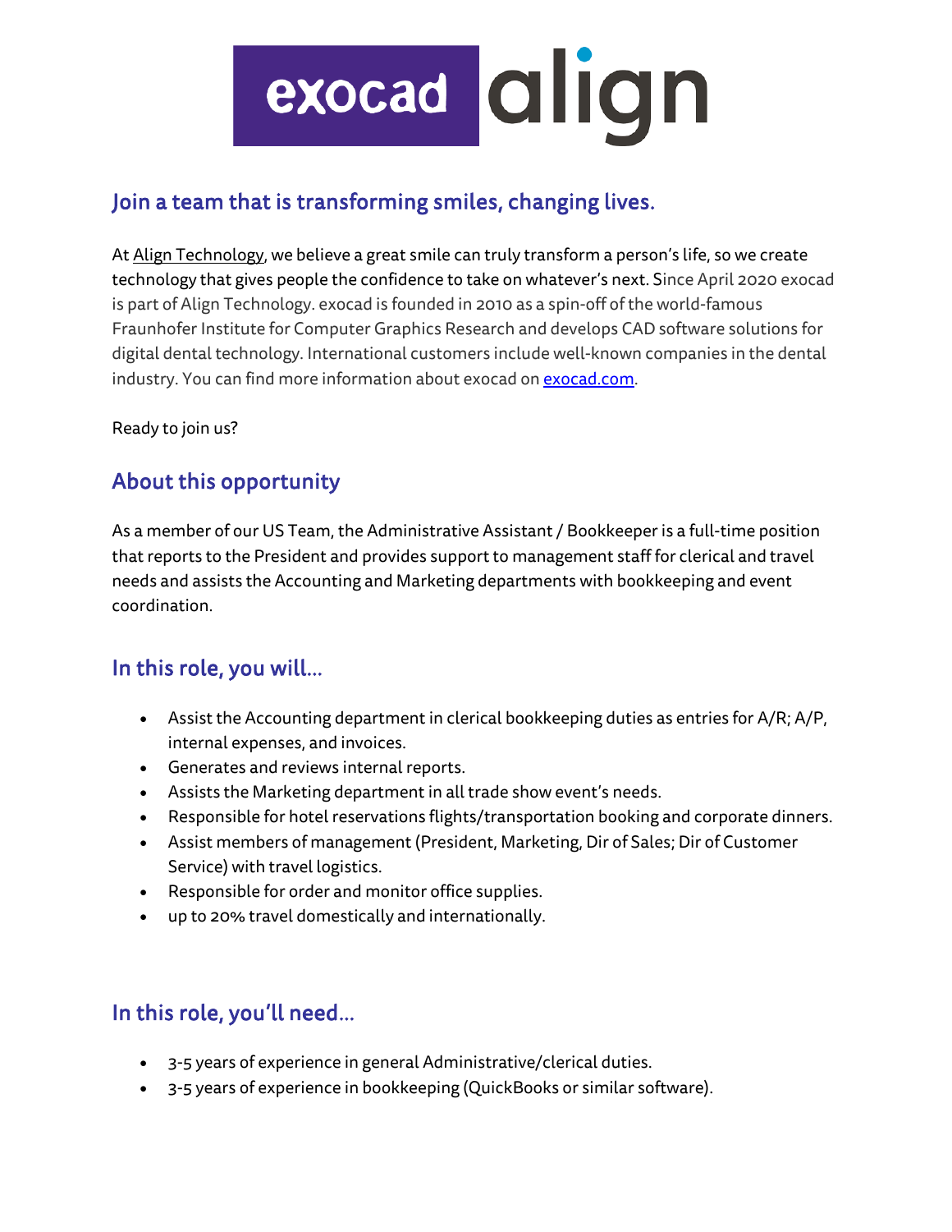## Join a team that is transforming smiles, changing lives.

At Align Technology, we believe a great smile can truly transform a person's life, so we create technology that gives people the confidence to take on whatever's next. Since April 2020 exocad is part of Align Technology. exocad is founded in 2010 as a spin-off of the world-famous Fraunhofer Institute for Computer Graphics Research and develops CAD software solutions for digital dental technology. International customers include well-known companies in the dental industry. You can find more information about exocad on exocad.com.

Ready to join us?

## About this opportunity

As a member of our US Team, the Administrative Assistant / Bookkeeper is a full-time position that reports to the President and provides support to management staff for clerical and travel needs and assists the Accounting and Marketing departments with bookkeeping and event coordination.

## In this role, you will…

- Assist the Accounting department in clerical bookkeeping duties as entries for A/R; A/P, internal expenses, and invoices.
- Generates and reviews internal reports.
- Assists the Marketing department in all trade show event's needs.
- Responsible for hotel reservations flights/transportation booking and corporate dinners.
- Assist members of management (President, Marketing, Dir of Sales; Dir of Customer Service) with travel logistics.
- Responsible for order and monitor office supplies.
- up to 20% travel domestically and internationally.

## In this role, you'll need…

- 3-5 years of experience in general Administrative/clerical duties.
- 3-5 years of experience in bookkeeping (QuickBooks or similar software).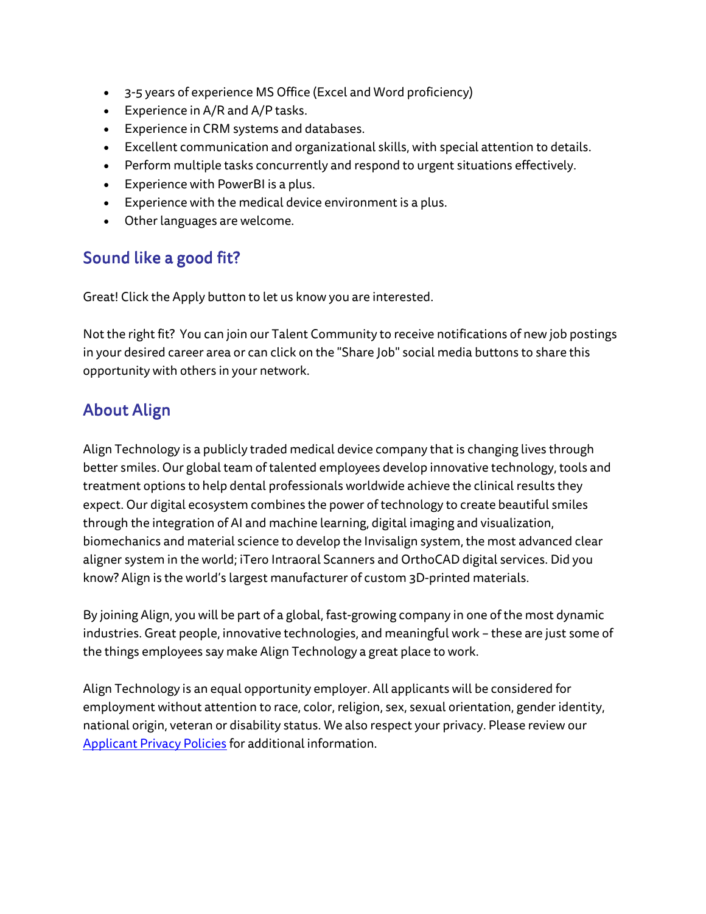- 3-5 years of experience MS Office (Excel and Word proficiency)
- Experience in A/R and A/P tasks.
- Experience in CRM systems and databases.
- Excellent communication and organizational skills, with special attention to details.
- Perform multiple tasks concurrently and respond to urgent situations effectively.
- Experience with PowerBI is a plus.
- Experience with the medical device environment is a plus.
- Other languages are welcome.

## Sound like a good fit?

Great! Click the Apply button to let us know you are interested.

Not the right fit? You can join our Talent Community to receive notifications of new job postings in your desired career area or can click on the "Share Job" social media buttons to share this opportunity with others in your network.

## About Align

Align Technology is a publicly traded medical device company that is changing lives through better smiles. Our global team of talented employees develop innovative technology, tools and treatment options to help dental professionals worldwide achieve the clinical results they expect. Our digital ecosystem combines the power of technology to create beautiful smiles through the integration of AI and machine learning, digital imaging and visualization, biomechanics and material science to develop the Invisalign system, the most advanced clear aligner system in the world; iTero Intraoral Scanners and OrthoCAD digital services. Did you know? Align is the world's largest manufacturer of custom 3D-printed materials.

By joining Align, you will be part of a global, fast-growing company in one of the most dynamic industries. Great people, innovative technologies, and meaningful work – these are just some of the things employees say make Align Technology a great place to work.

Align Technology is an equal opportunity employer. All applicants will be considered for employment without attention to race, color, religion, sex, sexual orientation, gender identity, national origin, veteran or disability status. We also respect your privacy. Please review our Applicant Privacy Policies for additional information.